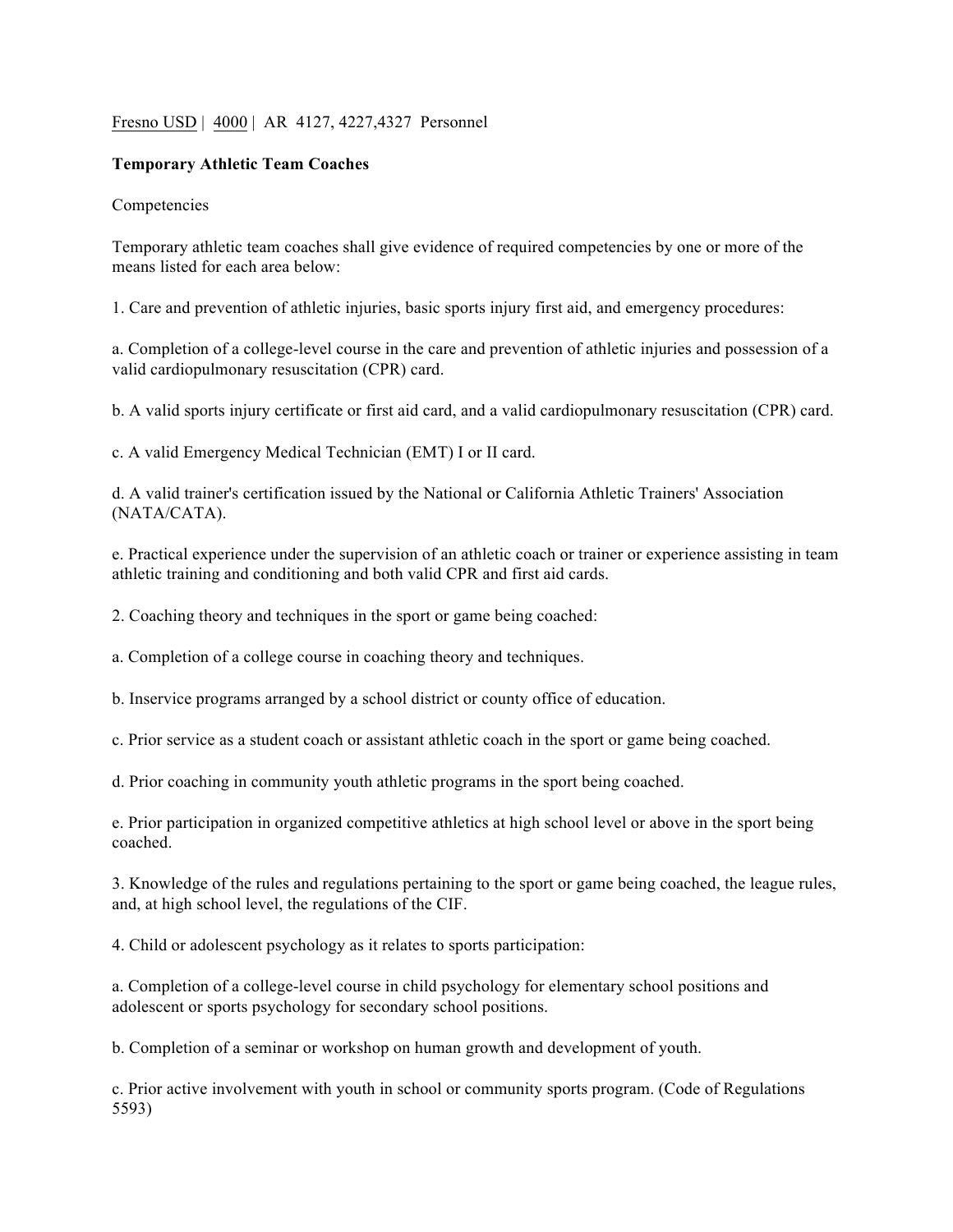Fresno USD | 4000 | AR 4127, 4227,4327 Personnel

**Temporary Athletic Team Coaches**

Competencies

Temporary athletic team coaches shall give evidence of required competencies by one or more of the means listed for each area below:

1. Care and prevention of athletic injuries, basic sports injury first aid, and emergency procedures:

a. Completion of a college-level course in the care and prevention of athletic injuries and possession of a valid cardiopulmonary resuscitation (CPR) card.

b. A valid sports injury certificate or first aid card, and a valid cardiopulmonary resuscitation (CPR) card.

c. A valid Emergency Medical Technician (EMT) I or II card.

d. A valid trainer's certification issued by the National or California Athletic Trainers' Association (NATA/CATA).

e. Practical experience under the supervision of an athletic coach or trainer or experience assisting in team athletic training and conditioning and both valid CPR and first aid cards.

2. Coaching theory and techniques in the sport or game being coached:

a. Completion of a college course in coaching theory and techniques.

b. Inservice programs arranged by a school district or county office of education.

c. Prior service as a student coach or assistant athletic coach in the sport or game being coached.

d. Prior coaching in community youth athletic programs in the sport being coached.

e. Prior participation in organized competitive athletics at high school level or above in the sport being coached.

3. Knowledge of the rules and regulations pertaining to the sport or game being coached, the league rules, and, at high school level, the regulations of the CIF.

4. Child or adolescent psychology as it relates to sports participation:

a. Completion of a college-level course in child psychology for elementary school positions and adolescent or sports psychology for secondary school positions.

b. Completion of a seminar or workshop on human growth and development of youth.

c. Prior active involvement with youth in school or community sports program. (Code of Regulations 5593)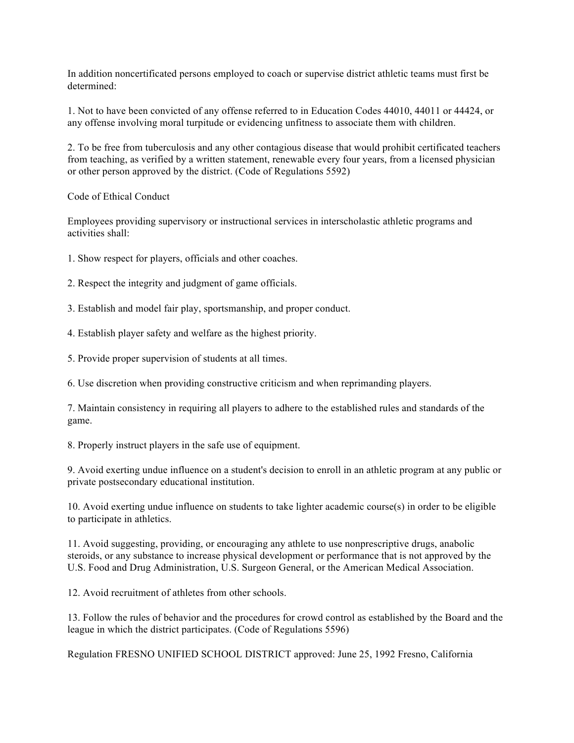In addition noncertificated persons employed to coach or supervise district athletic teams must first be determined:

1. Not to have been convicted of any offense referred to in Education Codes 44010, 44011 or 44424, or any offense involving moral turpitude or evidencing unfitness to associate them with children.

2. To be free from tuberculosis and any other contagious disease that would prohibit certificated teachers from teaching, as verified by a written statement, renewable every four years, from a licensed physician or other person approved by the district. (Code of Regulations 5592)

Code of Ethical Conduct

Employees providing supervisory or instructional services in interscholastic athletic programs and activities shall:

1. Show respect for players, officials and other coaches.

2. Respect the integrity and judgment of game officials.

3. Establish and model fair play, sportsmanship, and proper conduct.

4. Establish player safety and welfare as the highest priority.

5. Provide proper supervision of students at all times.

6. Use discretion when providing constructive criticism and when reprimanding players.

7. Maintain consistency in requiring all players to adhere to the established rules and standards of the game.

8. Properly instruct players in the safe use of equipment.

9. Avoid exerting undue influence on a student's decision to enroll in an athletic program at any public or private postsecondary educational institution.

10. Avoid exerting undue influence on students to take lighter academic course(s) in order to be eligible to participate in athletics.

11. Avoid suggesting, providing, or encouraging any athlete to use nonprescriptive drugs, anabolic steroids, or any substance to increase physical development or performance that is not approved by the U.S. Food and Drug Administration, U.S. Surgeon General, or the American Medical Association.

12. Avoid recruitment of athletes from other schools.

13. Follow the rules of behavior and the procedures for crowd control as established by the Board and the league in which the district participates. (Code of Regulations 5596)

Regulation FRESNO UNIFIED SCHOOL DISTRICT approved: June 25, 1992 Fresno, California